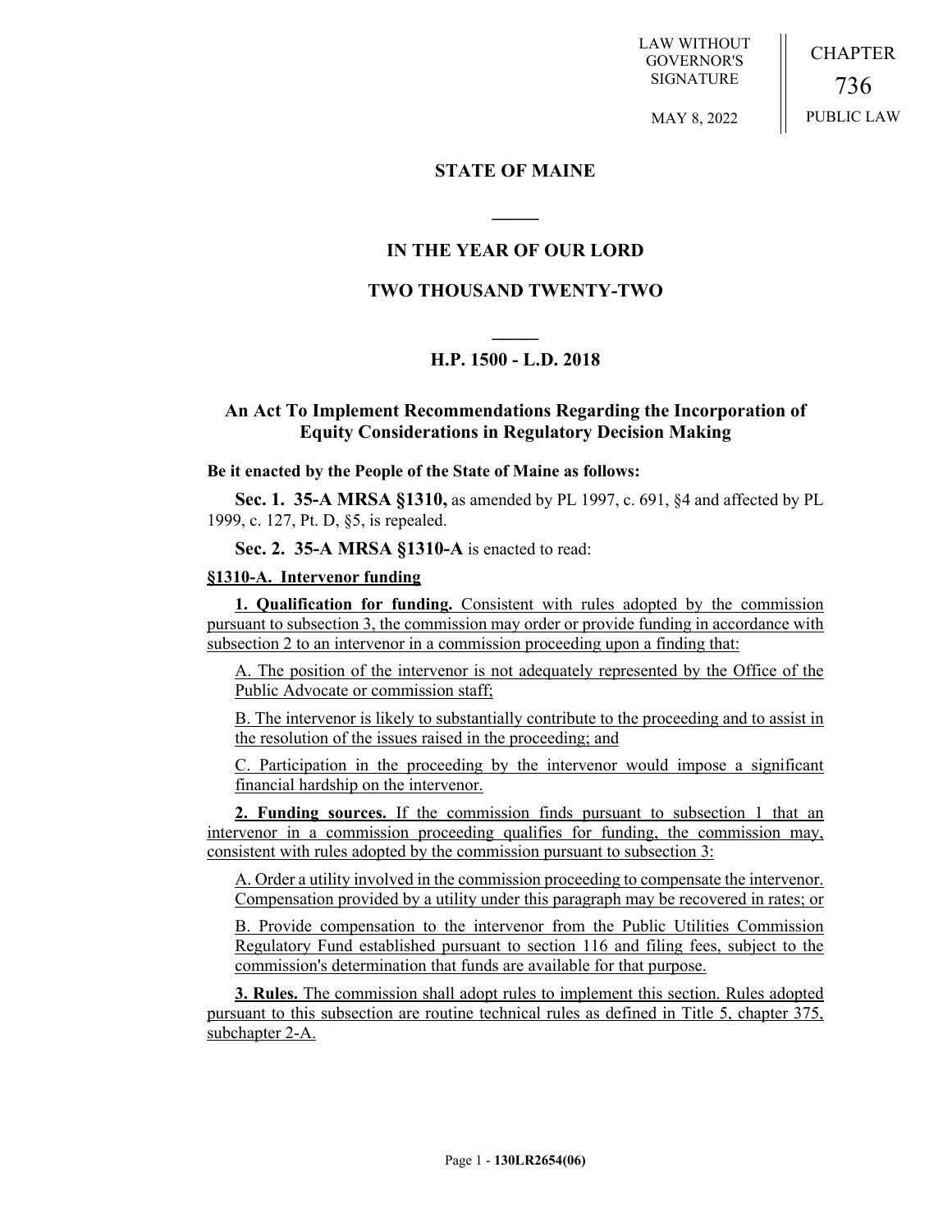LAW WITHOUT GOVERNOR'S SIGNATURE

MAY 8, 2022

CHAPTER 736

PUBLIC LAW

# STATE OF MAINE

## IN THE YEAR OF OUR LORD

## TWO THOUSAND TWENTY-TWO

## H.P. 1500 - L.D. 2018

## An Act To Implement Recommendations Regarding the Incorporation of Equity Considerations in Regulatory Decision Making

**Be it enacted by the People of the State of Maine as follows:**

**Sec. 1. 35-A MRSA §1310,** as amended by PL 1997, c. 691, §4 and affected by PL 1999, c. 127, Pt. D, §5, is repealed.

**Sec. 2. 35-A MRSA §1310-A** is enacted to read:

**§1310-A. Intervenor funding**

**1. Qualification for funding.** Consistent with rules adopted by the commission pursuant to subsection 3, the commission may order or provide funding in accordance with subsection 2 to an intervenor in a commission proceeding upon a finding that:

A. The position of the intervenor is not adequately represented by the Office of the Public Advocate or commission staff;

B. The intervenor is likely to substantially contribute to the proceeding and to assist in the resolution of the issues raised in the proceeding; and

C. Participation in the proceeding by the intervenor would impose a significant financial hardship on the intervenor.

**2. Funding sources.** If the commission finds pursuant to subsection 1 that an intervenor in a commission proceeding qualifies for funding, the commission may, consistent with rules adopted by the commission pursuant to subsection 3:

A. Order a utility involved in the commission proceeding to compensate the intervenor. Compensation provided by a utility under this paragraph may be recovered in rates; or

B. Provide compensation to the intervenor from the Public Utilities Commission Regulatory Fund established pursuant to section 116 and filing fees, subject to the commission's determination that funds are available for that purpose.

**3. Rules.** The commission shall adopt rules to implement this section. Rules adopted pursuant to this subsection are routine technical rules as defined in Title 5, chapter 375, subchapter 2-A.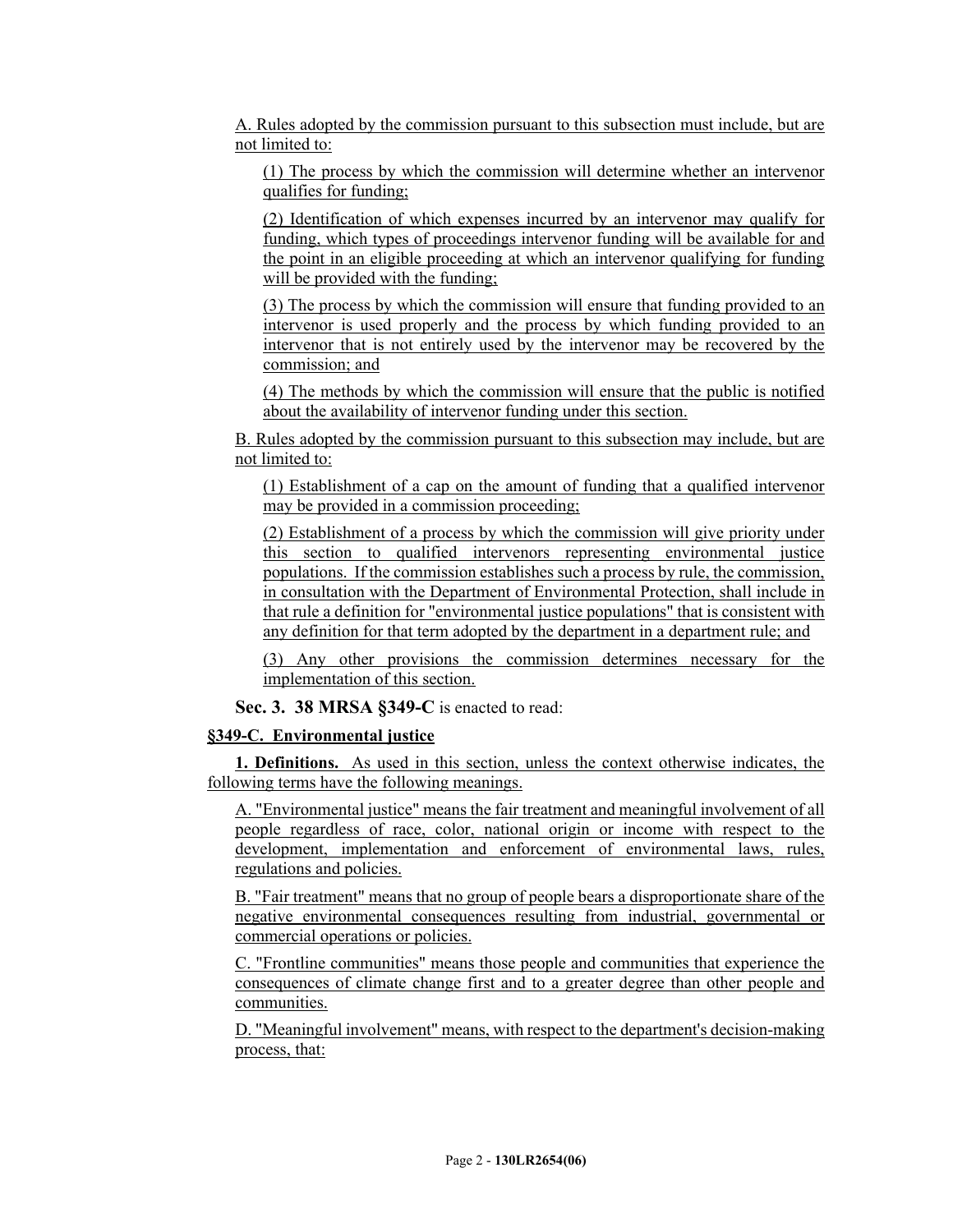A. Rules adopted by the commission pursuant to this subsection must include, but are not limited to:

(1) The process by which the commission will determine whether an intervenor qualifies for funding;

(2) Identification of which expenses incurred by an intervenor may qualify for funding, which types of proceedings intervenor funding will be available for and the point in an eligible proceeding at which an intervenor qualifying for funding will be provided with the funding;

(3) The process by which the commission will ensure that funding provided to an intervenor is used properly and the process by which funding provided to an intervenor that is not entirely used by the intervenor may be recovered by the commission; and

(4) The methods by which the commission will ensure that the public is notified about the availability of intervenor funding under this section.

B. Rules adopted by the commission pursuant to this subsection may include, but are not limited to:

(1) Establishment of a cap on the amount of funding that a qualified intervenor may be provided in a commission proceeding;

(2) Establishment of a process by which the commission will give priority under this section to qualified intervenors representing environmental justice populations. If the commission establishes such a process by rule, the commission, in consultation with the Department of Environmental Protection, shall include in that rule a definition for "environmental justice populations" that is consistent with any definition for that term adopted by the department in a department rule; and

(3) Any other provisions the commission determines necessary for the implementation of this section.

**Sec. 3. 38 MRSA §349-C** is enacted to read:

**§349-C. Environmental justice**

**1. Definitions.** As used in this section, unless the context otherwise indicates, the following terms have the following meanings.

A. "Environmental justice" means the fair treatment and meaningful involvement of all people regardless of race, color, national origin or income with respect to the development, implementation and enforcement of environmental laws, rules, regulations and policies.

B. "Fair treatment" means that no group of people bears a disproportionate share of the negative environmental consequences resulting from industrial, governmental or commercial operations or policies.

C. "Frontline communities" means those people and communities that experience the consequences of climate change first and to a greater degree than other people and communities.

D. "Meaningful involvement" means, with respect to the department's decision-making process, that: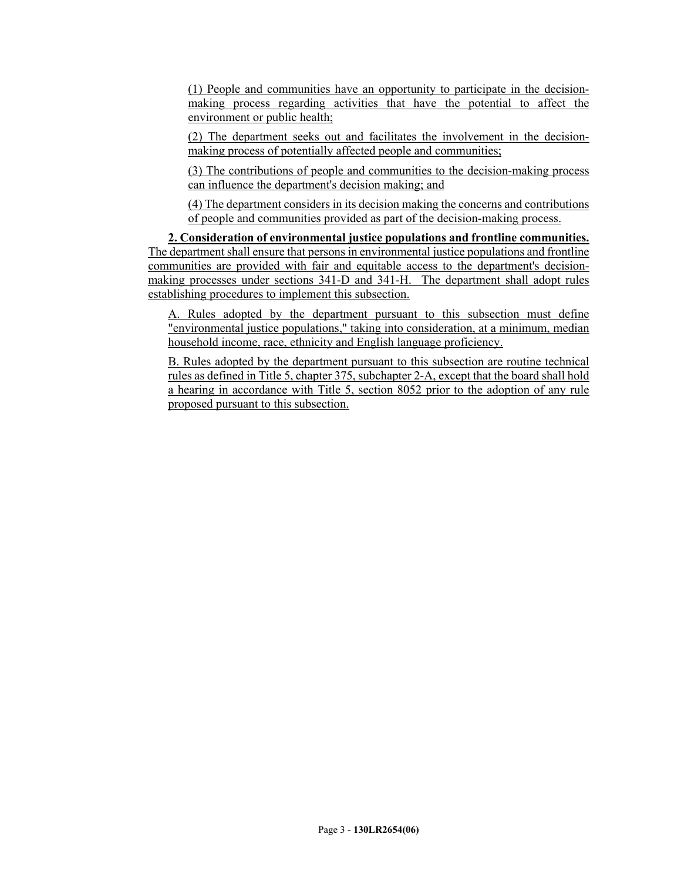(1) People and communities have an opportunity to participate in the decision-making process regarding activities that have the potential to affect the environment or public health;

(2) The department seeks out and facilitates the involvement in the decision-making process of potentially affected people and communities;

(3) The contributions of people and communities to the decision-making process can influence the department's decision making; and

(4) The department considers in its decision making the concerns and contributions of people and communities provided as part of the decision-making process.

**2. Consideration of environmental justice populations and frontline communities.** The department shall ensure that persons in environmental justice populations and frontline communities are provided with fair and equitable access to the department's decision-making processes under sections 341-D and 341-H. The department shall adopt rules establishing procedures to implement this subsection.

A. Rules adopted by the department pursuant to this subsection must define "environmental justice populations," taking into consideration, at a minimum, median household income, race, ethnicity and English language proficiency.

B. Rules adopted by the department pursuant to this subsection are routine technical rules as defined in Title 5, chapter 375, subchapter 2-A, except that the board shall hold a hearing in accordance with Title 5, section 8052 prior to the adoption of any rule proposed pursuant to this subsection.